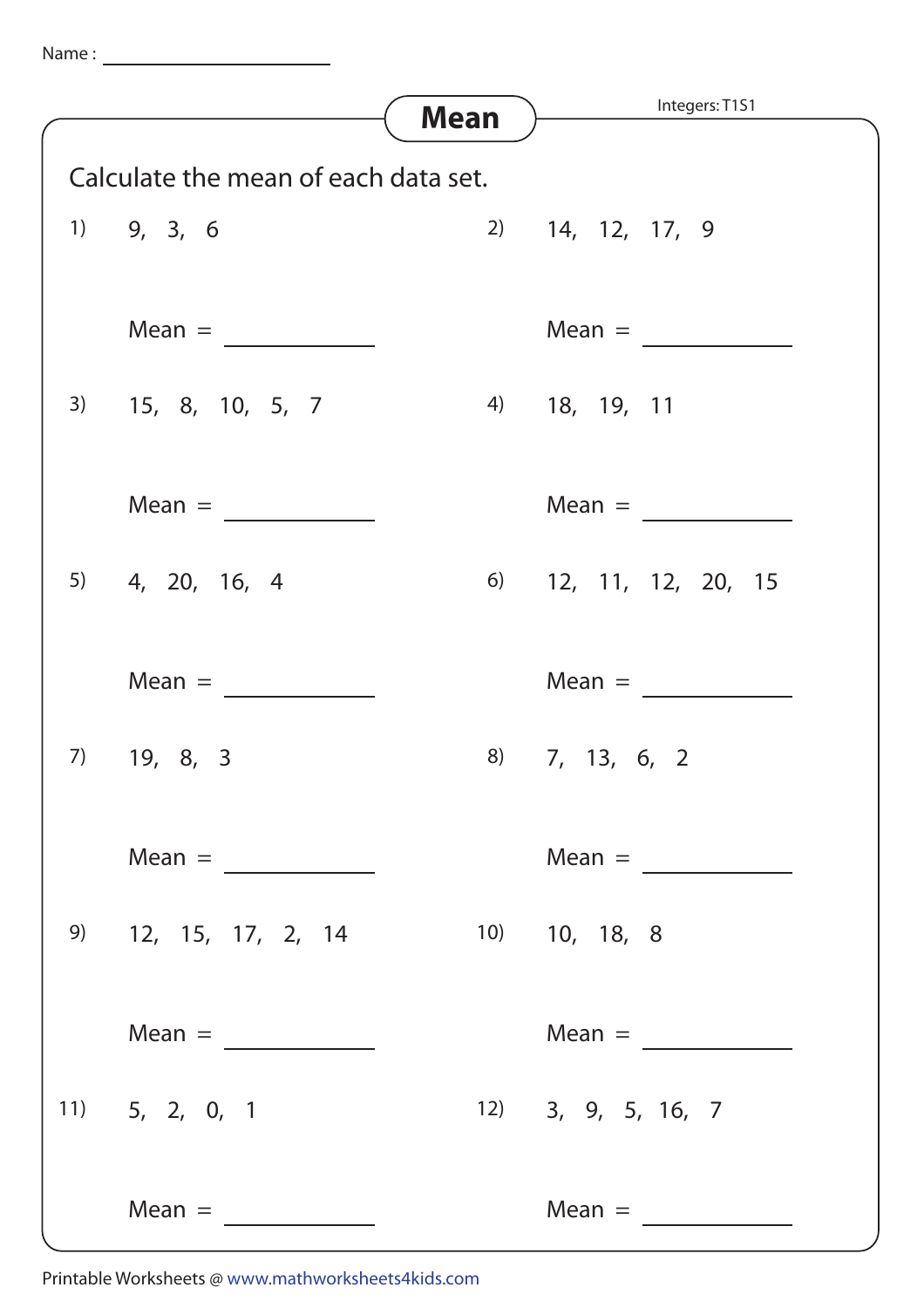Name : ____________________

# Mean

Integers: T1S1

Calculate the mean of each data set.

1) 9, 3, 6

Mean = ____________

2) 14, 12, 17, 9

Mean = ____________

3) 15, 8, 10, 5, 7

Mean = ____________

4) 18, 19, 11

Mean = ____________

5) 4, 20, 16, 4

Mean = ____________

6) 12, 11, 12, 20, 15

Mean = ____________

7) 19, 8, 3

Mean = ____________

8) 7, 13, 6, 2

Mean = ____________

9) 12, 15, 17, 2, 14

Mean = ____________

10) 10, 18, 8

Mean = ____________

11) 5, 2, 0, 1

Mean = ____________

12) 3, 9, 5, 16, 7

Mean = ____________

Printable Worksheets @ www.mathworksheets4kids.com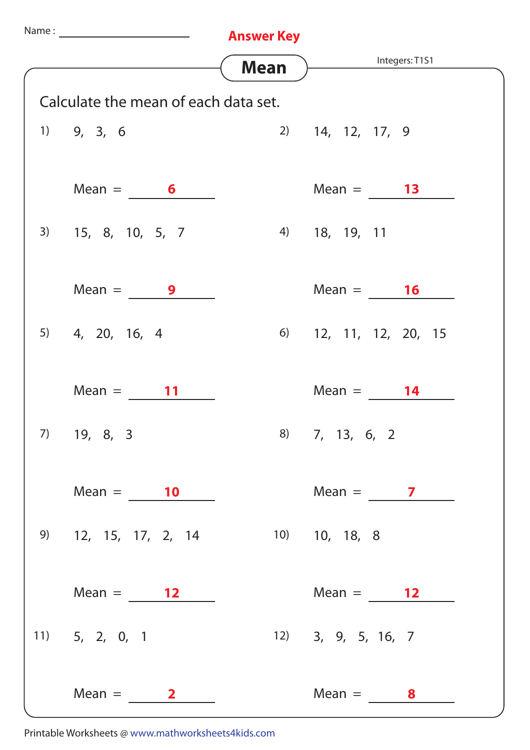Name : ____________________

**Answer Key**

# Mean

Integers: T1S1

Calculate the mean of each data set.

1) 9, 3, 6

Mean = **6**

2) 14, 12, 17, 9

Mean = **13**

3) 15, 8, 10, 5, 7

Mean = **9**

4) 18, 19, 11

Mean = **16**

5) 4, 20, 16, 4

Mean = **11**

6) 12, 11, 12, 20, 15

Mean = **14**

7) 19, 8, 3

Mean = **10**

8) 7, 13, 6, 2

Mean = **7**

9) 12, 15, 17, 2, 14

Mean = **12**

10) 10, 18, 8

Mean = **12**

11) 5, 2, 0, 1

Mean = **2**

12) 3, 9, 5, 16, 7

Mean = **8**

Printable Worksheets @ www.mathworksheets4kids.com